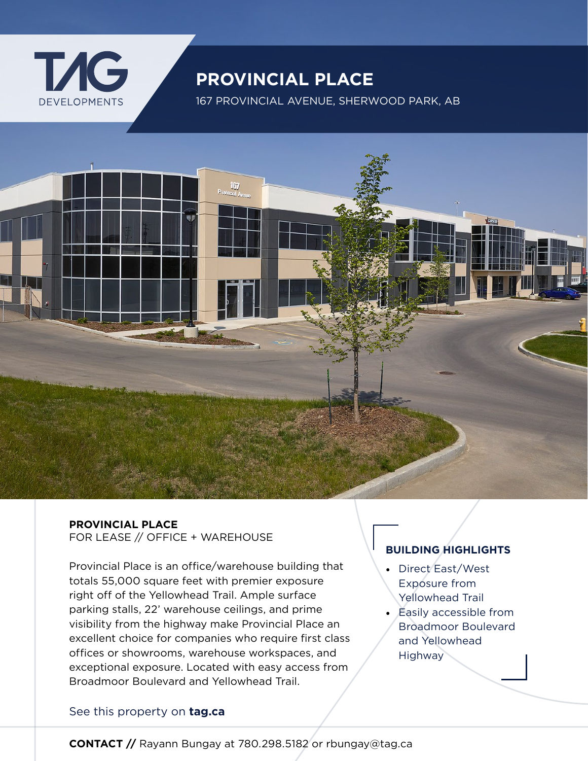TAG DEVELOPMENTS

# PROVINCIAL PLACE

167 PROVINCIAL AVENUE, SHERWOOD PARK, AB

**PROVINCIAL PLACE**
FOR LEASE // OFFICE + WAREHOUSE

Provincial Place is an office/warehouse building that totals 55,000 square feet with premier exposure right off of the Yellowhead Trail. Ample surface parking stalls, 22' warehouse ceilings, and prime visibility from the highway make Provincial Place an excellent choice for companies who require first class offices or showrooms, warehouse workspaces, and exceptional exposure. Located with easy access from Broadmoor Boulevard and Yellowhead Trail.

See this property on **tag.ca**

### BUILDING HIGHLIGHTS

- Direct East/West Exposure from Yellowhead Trail
- Easily accessible from Broadmoor Boulevard and Yellowhead Highway

**CONTACT //** Rayann Bungay at 780.298.5182 or rbungay@tag.ca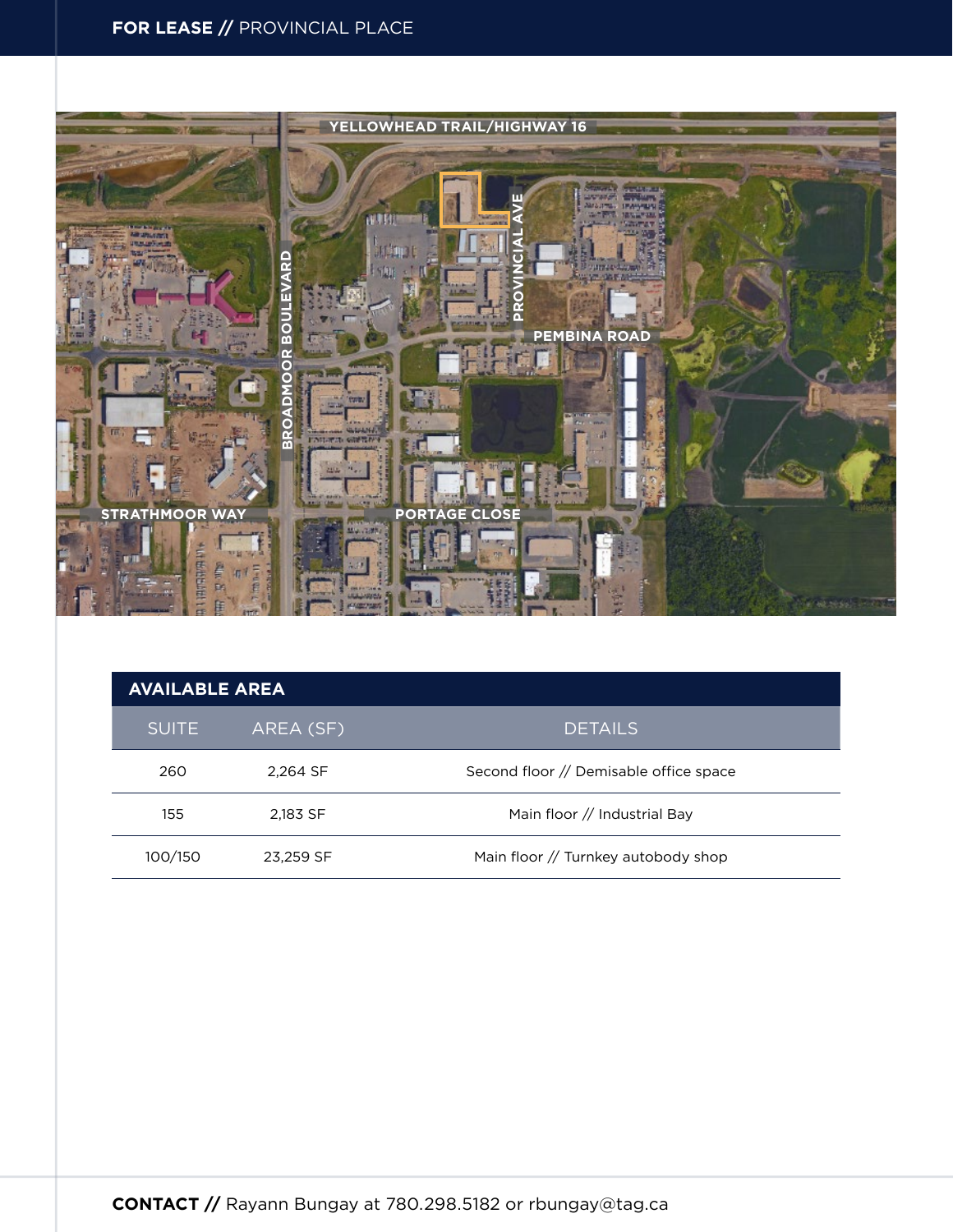## AVAILABLE AREA

| SUITE | AREA (SF) | DETAILS |
| --- | --- | --- |
| 260 | 2,264 SF | Second floor // Demisable office space |
| 155 | 2,183 SF | Main floor // Industrial Bay |
| 100/150 | 23,259 SF | Main floor // Turnkey autobody shop |

**CONTACT //** Rayann Bungay at 780.298.5182 or rbungay@tag.ca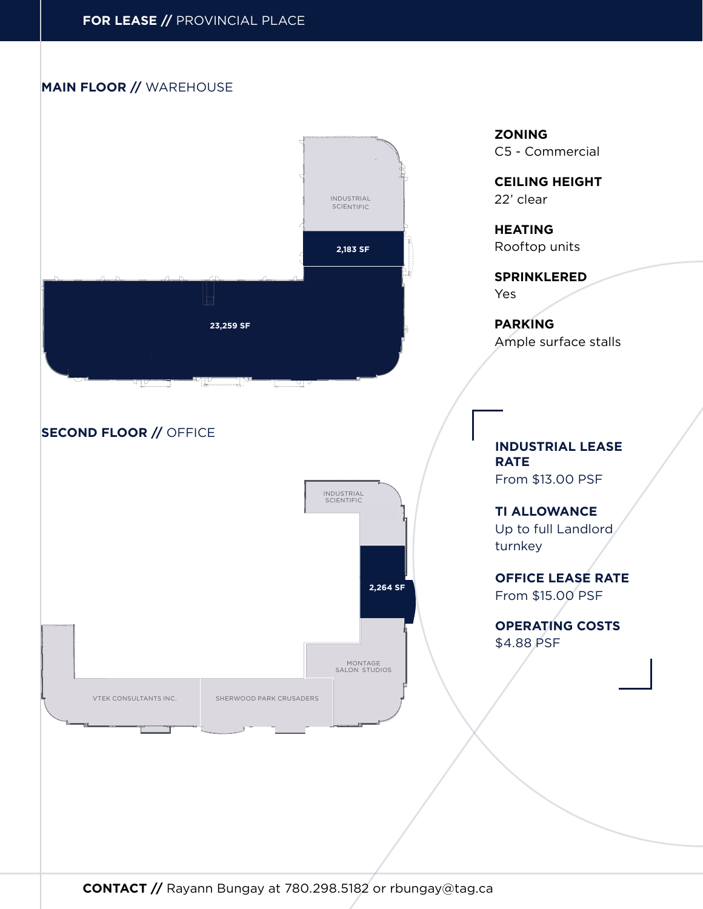**FOR LEASE //** PROVINCIAL PLACE

## MAIN FLOOR // WAREHOUSE

INDUSTRIAL SCIENTIFIC

2,183 SF

23,259 SF

## SECOND FLOOR // OFFICE

INDUSTRIAL SCIENTIFIC

2,264 SF

MONTAGE SALON STUDIOS

VTEK CONSULTANTS INC.

SHERWOOD PARK CRUSADERS

**ZONING**
C5 - Commercial

**CEILING HEIGHT**
22' clear

**HEATING**
Rooftop units

**SPRINKLERED**
Yes

**PARKING**
Ample surface stalls

**INDUSTRIAL LEASE RATE**
From $13.00 PSF

**TI ALLOWANCE**
Up to full Landlord turnkey

**OFFICE LEASE RATE**
From $15.00 PSF

**OPERATING COSTS**
$4.88 PSF

**CONTACT //** Rayann Bungay at 780.298.5182 or rbungay@tag.ca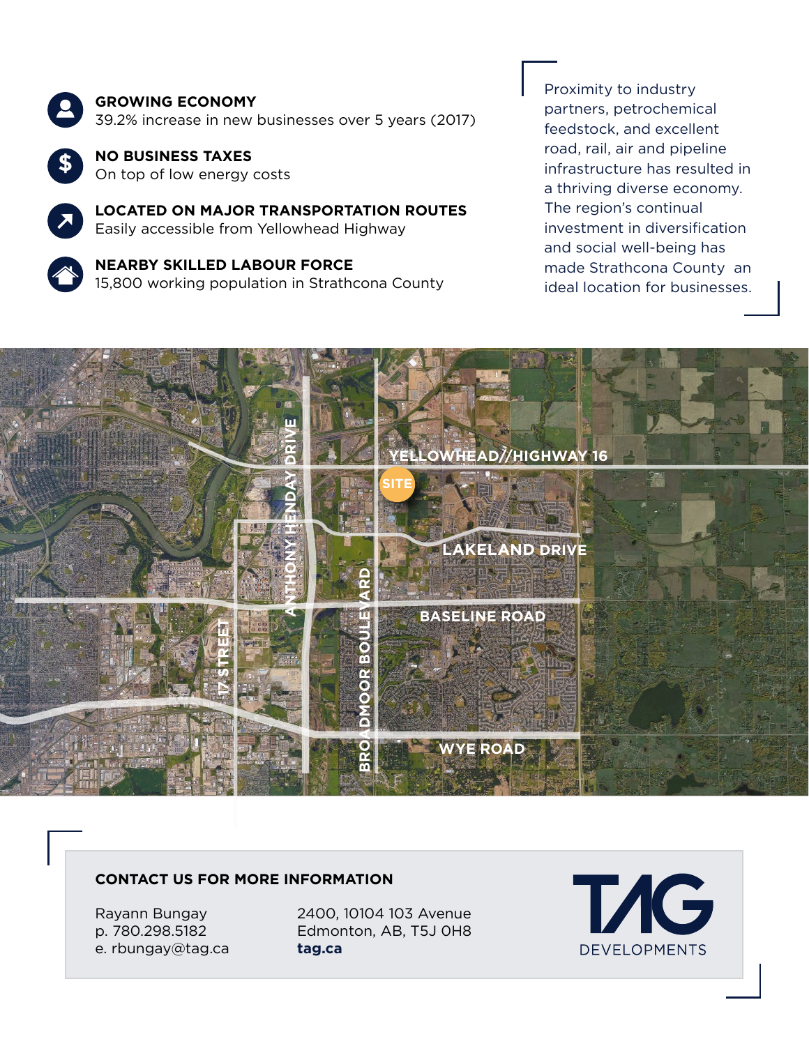**GROWING ECONOMY**
39.2% increase in new businesses over 5 years (2017)

**NO BUSINESS TAXES**
On top of low energy costs

**LOCATED ON MAJOR TRANSPORTATION ROUTES**
Easily accessible from Yellowhead Highway

**NEARBY SKILLED LABOUR FORCE**
15,800 working population in Strathcona County

Proximity to industry partners, petrochemical feedstock, and excellent road, rail, air and pipeline infrastructure has resulted in a thriving diverse economy. The region's continual investment in diversification and social well-being has made Strathcona County an ideal location for businesses.

YELLOWHEAD//HIGHWAY 16
SITE
ANTHONY HENDAY DRIVE
LAKELAND DRIVE
BROADMOOR BOULEVARD
BASELINE ROAD
17 STREET
WYE ROAD

**CONTACT US FOR MORE INFORMATION**

Rayann Bungay
p. 780.298.5182
e. rbungay@tag.ca

2400, 10104 103 Avenue
Edmonton, AB, T5J 0H8
**tag.ca**

TAG DEVELOPMENTS